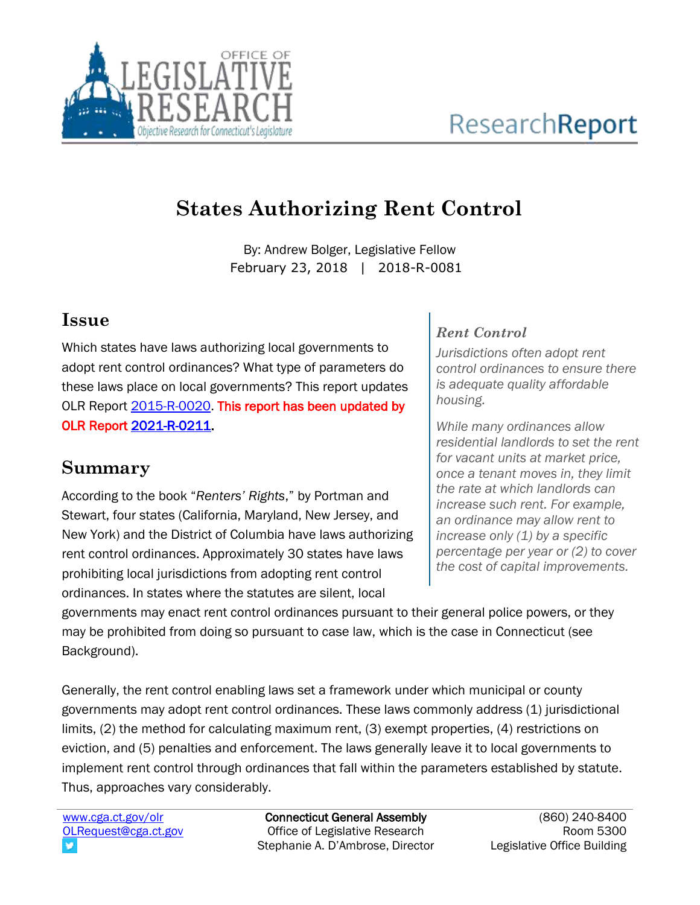# States Authorizing Rent Control

By: Andrew Bolger, Legislative Fellow
February 23, 2018 | 2018-R-0081

## Issue

Which states have laws authorizing local governments to adopt rent control ordinances? What type of parameters do these laws place on local governments? This report updates OLR Report 2015-R-0020. This report has been updated by OLR Report 2021-R-0211.

## Summary

According to the book "*Renters' Rights*," by Portman and Stewart, four states (California, Maryland, New Jersey, and New York) and the District of Columbia have laws authorizing rent control ordinances. Approximately 30 states have laws prohibiting local jurisdictions from adopting rent control ordinances. In states where the statutes are silent, local governments may enact rent control ordinances pursuant to their general police powers, or they may be prohibited from doing so pursuant to case law, which is the case in Connecticut (see Background).

Generally, the rent control enabling laws set a framework under which municipal or county governments may adopt rent control ordinances. These laws commonly address (1) jurisdictional limits, (2) the method for calculating maximum rent, (3) exempt properties, (4) restrictions on eviction, and (5) penalties and enforcement. The laws generally leave it to local governments to implement rent control through ordinances that fall within the parameters established by statute. Thus, approaches vary considerably.

### *Rent Control*

*Jurisdictions often adopt rent control ordinances to ensure there is adequate quality affordable housing.*

*While many ordinances allow residential landlords to set the rent for vacant units at market price, once a tenant moves in, they limit the rate at which landlords can increase such rent. For example, an ordinance may allow rent to increase only (1) by a specific percentage per year or (2) to cover the cost of capital improvements.*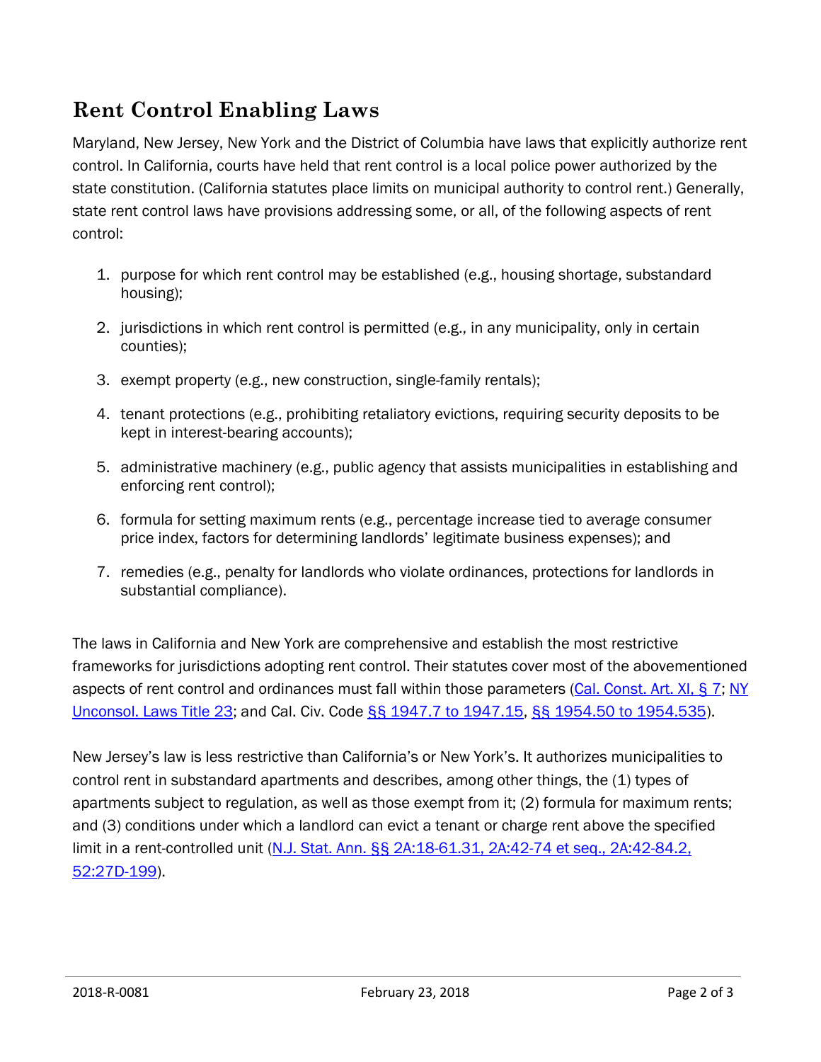## Rent Control Enabling Laws

Maryland, New Jersey, New York and the District of Columbia have laws that explicitly authorize rent control. In California, courts have held that rent control is a local police power authorized by the state constitution. (California statutes place limits on municipal authority to control rent.) Generally, state rent control laws have provisions addressing some, or all, of the following aspects of rent control:

1. purpose for which rent control may be established (e.g., housing shortage, substandard housing);
2. jurisdictions in which rent control is permitted (e.g., in any municipality, only in certain counties);
3. exempt property (e.g., new construction, single-family rentals);
4. tenant protections (e.g., prohibiting retaliatory evictions, requiring security deposits to be kept in interest-bearing accounts);
5. administrative machinery (e.g., public agency that assists municipalities in establishing and enforcing rent control);
6. formula for setting maximum rents (e.g., percentage increase tied to average consumer price index, factors for determining landlords' legitimate business expenses); and
7. remedies (e.g., penalty for landlords who violate ordinances, protections for landlords in substantial compliance).

The laws in California and New York are comprehensive and establish the most restrictive frameworks for jurisdictions adopting rent control. Their statutes cover most of the abovementioned aspects of rent control and ordinances must fall within those parameters (Cal. Const. Art. XI, § 7; NY Unconsol. Laws Title 23; and Cal. Civ. Code §§ 1947.7 to 1947.15, §§ 1954.50 to 1954.535).

New Jersey's law is less restrictive than California's or New York's. It authorizes municipalities to control rent in substandard apartments and describes, among other things, the (1) types of apartments subject to regulation, as well as those exempt from it; (2) formula for maximum rents; and (3) conditions under which a landlord can evict a tenant or charge rent above the specified limit in a rent-controlled unit (N.J. Stat. Ann. §§ 2A:18-61.31, 2A:42-74 et seq., 2A:42-84.2, 52:27D-199).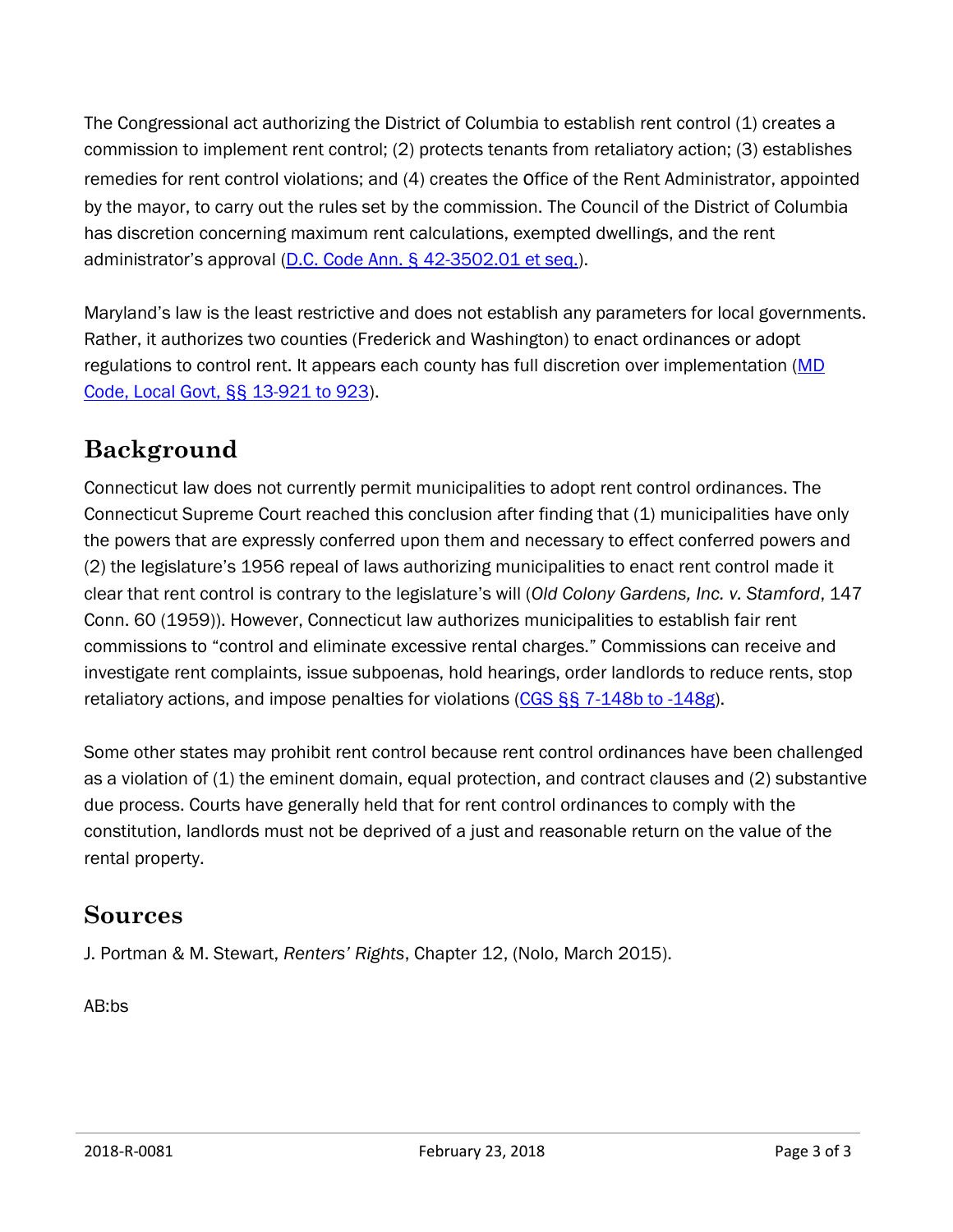The Congressional act authorizing the District of Columbia to establish rent control (1) creates a commission to implement rent control; (2) protects tenants from retaliatory action; (3) establishes remedies for rent control violations; and (4) creates the Office of the Rent Administrator, appointed by the mayor, to carry out the rules set by the commission. The Council of the District of Columbia has discretion concerning maximum rent calculations, exempted dwellings, and the rent administrator's approval (D.C. Code Ann. § 42-3502.01 et seq.).

Maryland's law is the least restrictive and does not establish any parameters for local governments. Rather, it authorizes two counties (Frederick and Washington) to enact ordinances or adopt regulations to control rent. It appears each county has full discretion over implementation (MD Code, Local Govt, §§ 13-921 to 923).

## Background

Connecticut law does not currently permit municipalities to adopt rent control ordinances. The Connecticut Supreme Court reached this conclusion after finding that (1) municipalities have only the powers that are expressly conferred upon them and necessary to effect conferred powers and (2) the legislature's 1956 repeal of laws authorizing municipalities to enact rent control made it clear that rent control is contrary to the legislature's will (*Old Colony Gardens, Inc. v. Stamford*, 147 Conn. 60 (1959)). However, Connecticut law authorizes municipalities to establish fair rent commissions to "control and eliminate excessive rental charges." Commissions can receive and investigate rent complaints, issue subpoenas, hold hearings, order landlords to reduce rents, stop retaliatory actions, and impose penalties for violations (CGS §§ 7-148b to -148g).

Some other states may prohibit rent control because rent control ordinances have been challenged as a violation of (1) the eminent domain, equal protection, and contract clauses and (2) substantive due process. Courts have generally held that for rent control ordinances to comply with the constitution, landlords must not be deprived of a just and reasonable return on the value of the rental property.

## Sources

J. Portman & M. Stewart, *Renters' Rights*, Chapter 12, (Nolo, March 2015).

AB:bs